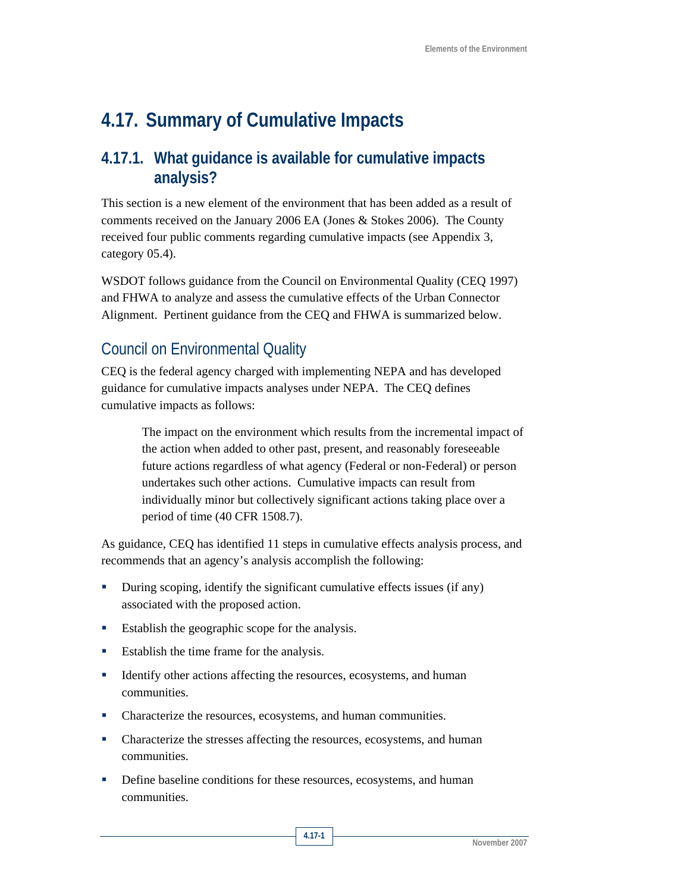# 4.17. Summary of Cumulative Impacts

## 4.17.1. What guidance is available for cumulative impacts analysis?

This section is a new element of the environment that has been added as a result of comments received on the January 2006 EA (Jones & Stokes 2006). The County received four public comments regarding cumulative impacts (see Appendix 3, category 05.4).

WSDOT follows guidance from the Council on Environmental Quality (CEQ 1997) and FHWA to analyze and assess the cumulative effects of the Urban Connector Alignment. Pertinent guidance from the CEQ and FHWA is summarized below.

### Council on Environmental Quality

CEQ is the federal agency charged with implementing NEPA and has developed guidance for cumulative impacts analyses under NEPA. The CEQ defines cumulative impacts as follows:

> The impact on the environment which results from the incremental impact of the action when added to other past, present, and reasonably foreseeable future actions regardless of what agency (Federal or non-Federal) or person undertakes such other actions. Cumulative impacts can result from individually minor but collectively significant actions taking place over a period of time (40 CFR 1508.7).

As guidance, CEQ has identified 11 steps in cumulative effects analysis process, and recommends that an agency's analysis accomplish the following:

- During scoping, identify the significant cumulative effects issues (if any) associated with the proposed action.
- Establish the geographic scope for the analysis.
- Establish the time frame for the analysis.
- Identify other actions affecting the resources, ecosystems, and human communities.
- Characterize the resources, ecosystems, and human communities.
- Characterize the stresses affecting the resources, ecosystems, and human communities.
- Define baseline conditions for these resources, ecosystems, and human communities.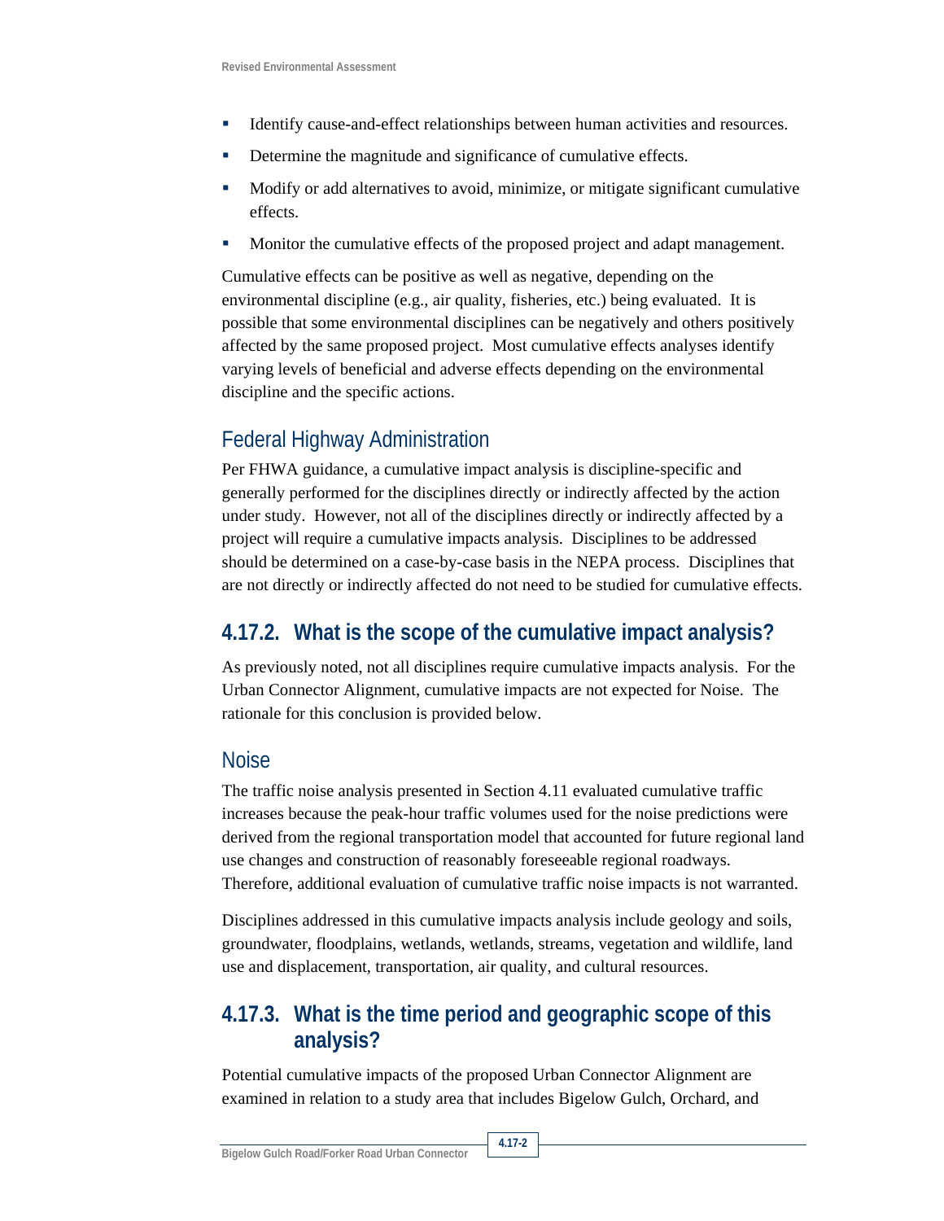- Identify cause-and-effect relationships between human activities and resources.
- Determine the magnitude and significance of cumulative effects.
- Modify or add alternatives to avoid, minimize, or mitigate significant cumulative effects.
- Monitor the cumulative effects of the proposed project and adapt management.

Cumulative effects can be positive as well as negative, depending on the environmental discipline (e.g., air quality, fisheries, etc.) being evaluated. It is possible that some environmental disciplines can be negatively and others positively affected by the same proposed project. Most cumulative effects analyses identify varying levels of beneficial and adverse effects depending on the environmental discipline and the specific actions.

### Federal Highway Administration

Per FHWA guidance, a cumulative impact analysis is discipline-specific and generally performed for the disciplines directly or indirectly affected by the action under study. However, not all of the disciplines directly or indirectly affected by a project will require a cumulative impacts analysis. Disciplines to be addressed should be determined on a case-by-case basis in the NEPA process. Disciplines that are not directly or indirectly affected do not need to be studied for cumulative effects.

## 4.17.2. What is the scope of the cumulative impact analysis?

As previously noted, not all disciplines require cumulative impacts analysis. For the Urban Connector Alignment, cumulative impacts are not expected for Noise. The rationale for this conclusion is provided below.

### Noise

The traffic noise analysis presented in Section 4.11 evaluated cumulative traffic increases because the peak-hour traffic volumes used for the noise predictions were derived from the regional transportation model that accounted for future regional land use changes and construction of reasonably foreseeable regional roadways. Therefore, additional evaluation of cumulative traffic noise impacts is not warranted.

Disciplines addressed in this cumulative impacts analysis include geology and soils, groundwater, floodplains, wetlands, wetlands, streams, vegetation and wildlife, land use and displacement, transportation, air quality, and cultural resources.

## 4.17.3. What is the time period and geographic scope of this analysis?

Potential cumulative impacts of the proposed Urban Connector Alignment are examined in relation to a study area that includes Bigelow Gulch, Orchard, and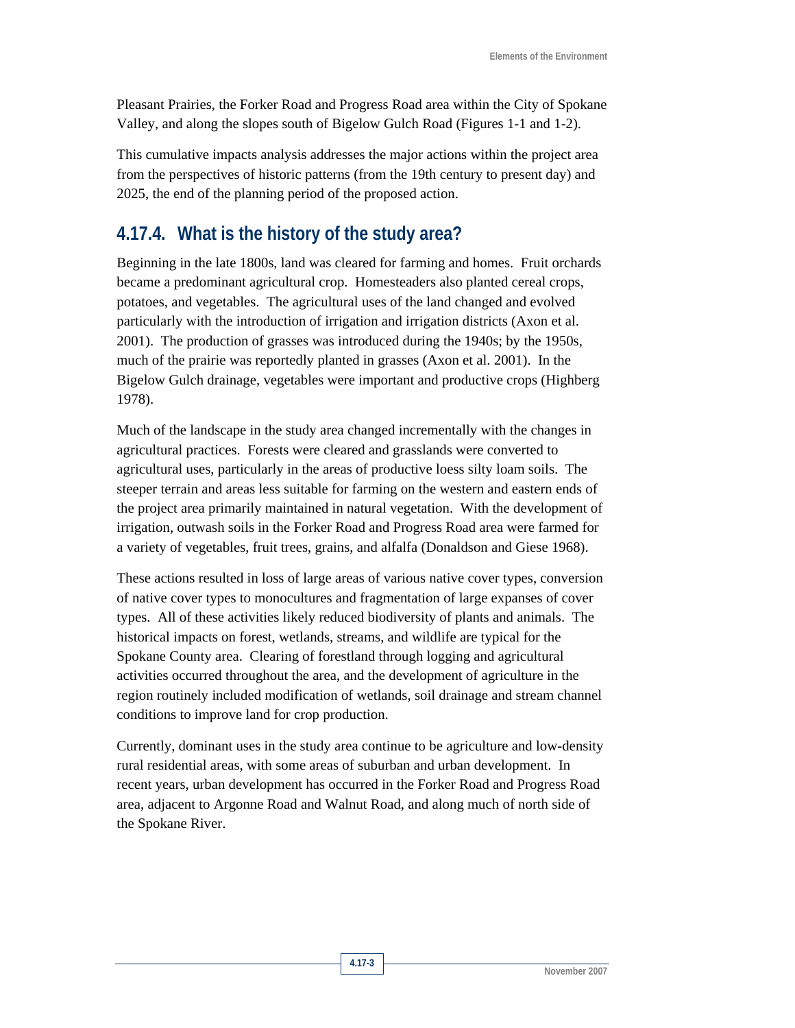Pleasant Prairies, the Forker Road and Progress Road area within the City of Spokane Valley, and along the slopes south of Bigelow Gulch Road (Figures 1-1 and 1-2).

This cumulative impacts analysis addresses the major actions within the project area from the perspectives of historic patterns (from the 19th century to present day) and 2025, the end of the planning period of the proposed action.

## 4.17.4. What is the history of the study area?

Beginning in the late 1800s, land was cleared for farming and homes. Fruit orchards became a predominant agricultural crop. Homesteaders also planted cereal crops, potatoes, and vegetables. The agricultural uses of the land changed and evolved particularly with the introduction of irrigation and irrigation districts (Axon et al. 2001). The production of grasses was introduced during the 1940s; by the 1950s, much of the prairie was reportedly planted in grasses (Axon et al. 2001). In the Bigelow Gulch drainage, vegetables were important and productive crops (Highberg 1978).

Much of the landscape in the study area changed incrementally with the changes in agricultural practices. Forests were cleared and grasslands were converted to agricultural uses, particularly in the areas of productive loess silty loam soils. The steeper terrain and areas less suitable for farming on the western and eastern ends of the project area primarily maintained in natural vegetation. With the development of irrigation, outwash soils in the Forker Road and Progress Road area were farmed for a variety of vegetables, fruit trees, grains, and alfalfa (Donaldson and Giese 1968).

These actions resulted in loss of large areas of various native cover types, conversion of native cover types to monocultures and fragmentation of large expanses of cover types. All of these activities likely reduced biodiversity of plants and animals. The historical impacts on forest, wetlands, streams, and wildlife are typical for the Spokane County area. Clearing of forestland through logging and agricultural activities occurred throughout the area, and the development of agriculture in the region routinely included modification of wetlands, soil drainage and stream channel conditions to improve land for crop production.

Currently, dominant uses in the study area continue to be agriculture and low-density rural residential areas, with some areas of suburban and urban development. In recent years, urban development has occurred in the Forker Road and Progress Road area, adjacent to Argonne Road and Walnut Road, and along much of north side of the Spokane River.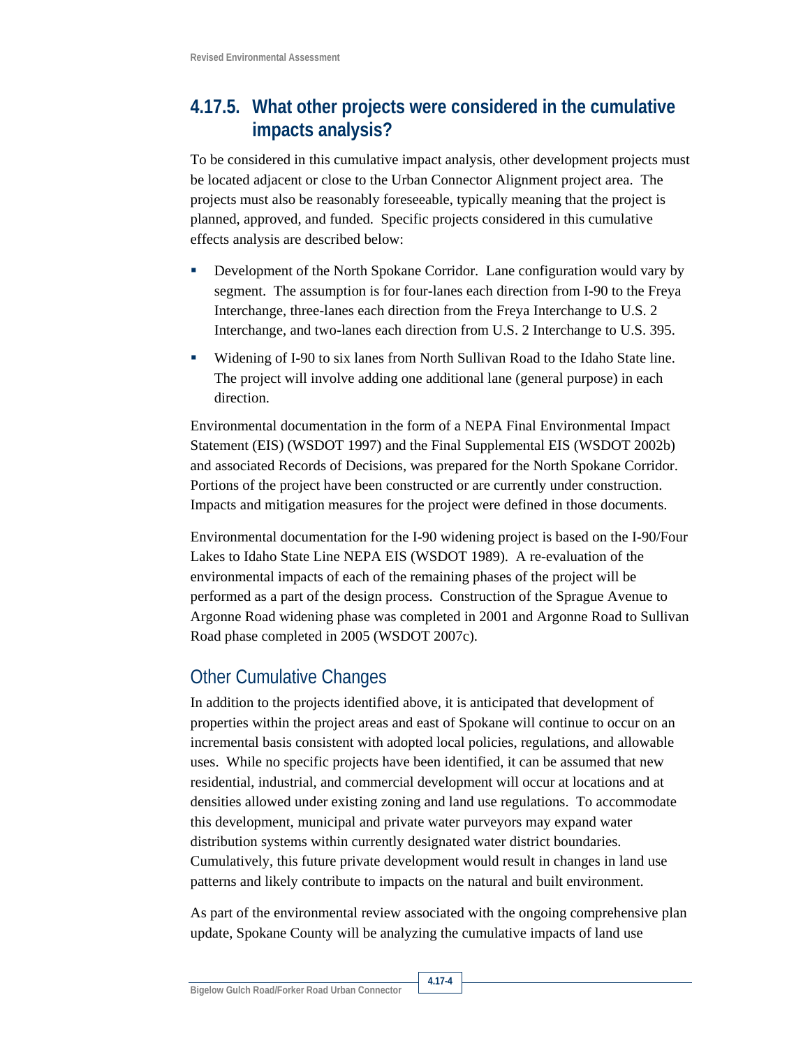### 4.17.5. What other projects were considered in the cumulative impacts analysis?

To be considered in this cumulative impact analysis, other development projects must be located adjacent or close to the Urban Connector Alignment project area. The projects must also be reasonably foreseeable, typically meaning that the project is planned, approved, and funded. Specific projects considered in this cumulative effects analysis are described below:

- Development of the North Spokane Corridor. Lane configuration would vary by segment. The assumption is for four-lanes each direction from I-90 to the Freya Interchange, three-lanes each direction from the Freya Interchange to U.S. 2 Interchange, and two-lanes each direction from U.S. 2 Interchange to U.S. 395.
- Widening of I-90 to six lanes from North Sullivan Road to the Idaho State line. The project will involve adding one additional lane (general purpose) in each direction.

Environmental documentation in the form of a NEPA Final Environmental Impact Statement (EIS) (WSDOT 1997) and the Final Supplemental EIS (WSDOT 2002b) and associated Records of Decisions, was prepared for the North Spokane Corridor. Portions of the project have been constructed or are currently under construction. Impacts and mitigation measures for the project were defined in those documents.

Environmental documentation for the I-90 widening project is based on the I-90/Four Lakes to Idaho State Line NEPA EIS (WSDOT 1989). A re-evaluation of the environmental impacts of each of the remaining phases of the project will be performed as a part of the design process. Construction of the Sprague Avenue to Argonne Road widening phase was completed in 2001 and Argonne Road to Sullivan Road phase completed in 2005 (WSDOT 2007c).

#### Other Cumulative Changes

In addition to the projects identified above, it is anticipated that development of properties within the project areas and east of Spokane will continue to occur on an incremental basis consistent with adopted local policies, regulations, and allowable uses. While no specific projects have been identified, it can be assumed that new residential, industrial, and commercial development will occur at locations and at densities allowed under existing zoning and land use regulations. To accommodate this development, municipal and private water purveyors may expand water distribution systems within currently designated water district boundaries. Cumulatively, this future private development would result in changes in land use patterns and likely contribute to impacts on the natural and built environment.

As part of the environmental review associated with the ongoing comprehensive plan update, Spokane County will be analyzing the cumulative impacts of land use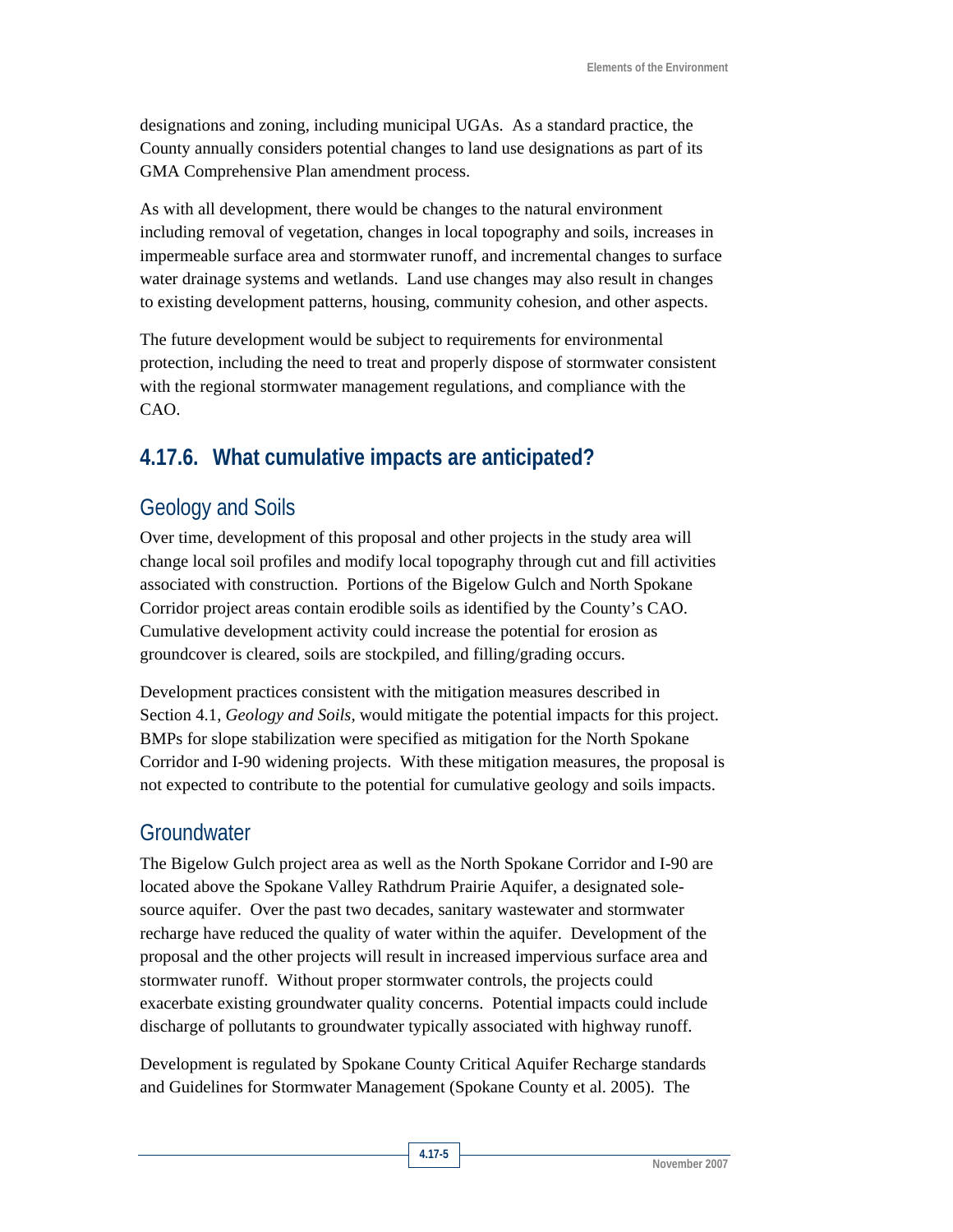designations and zoning, including municipal UGAs. As a standard practice, the County annually considers potential changes to land use designations as part of its GMA Comprehensive Plan amendment process.

As with all development, there would be changes to the natural environment including removal of vegetation, changes in local topography and soils, increases in impermeable surface area and stormwater runoff, and incremental changes to surface water drainage systems and wetlands. Land use changes may also result in changes to existing development patterns, housing, community cohesion, and other aspects.

The future development would be subject to requirements for environmental protection, including the need to treat and properly dispose of stormwater consistent with the regional stormwater management regulations, and compliance with the CAO.

## 4.17.6. What cumulative impacts are anticipated?

### Geology and Soils

Over time, development of this proposal and other projects in the study area will change local soil profiles and modify local topography through cut and fill activities associated with construction. Portions of the Bigelow Gulch and North Spokane Corridor project areas contain erodible soils as identified by the County's CAO. Cumulative development activity could increase the potential for erosion as groundcover is cleared, soils are stockpiled, and filling/grading occurs.

Development practices consistent with the mitigation measures described in Section 4.1, *Geology and Soils*, would mitigate the potential impacts for this project. BMPs for slope stabilization were specified as mitigation for the North Spokane Corridor and I-90 widening projects. With these mitigation measures, the proposal is not expected to contribute to the potential for cumulative geology and soils impacts.

### Groundwater

The Bigelow Gulch project area as well as the North Spokane Corridor and I-90 are located above the Spokane Valley Rathdrum Prairie Aquifer, a designated sole-source aquifer. Over the past two decades, sanitary wastewater and stormwater recharge have reduced the quality of water within the aquifer. Development of the proposal and the other projects will result in increased impervious surface area and stormwater runoff. Without proper stormwater controls, the projects could exacerbate existing groundwater quality concerns. Potential impacts could include discharge of pollutants to groundwater typically associated with highway runoff.

Development is regulated by Spokane County Critical Aquifer Recharge standards and Guidelines for Stormwater Management (Spokane County et al. 2005). The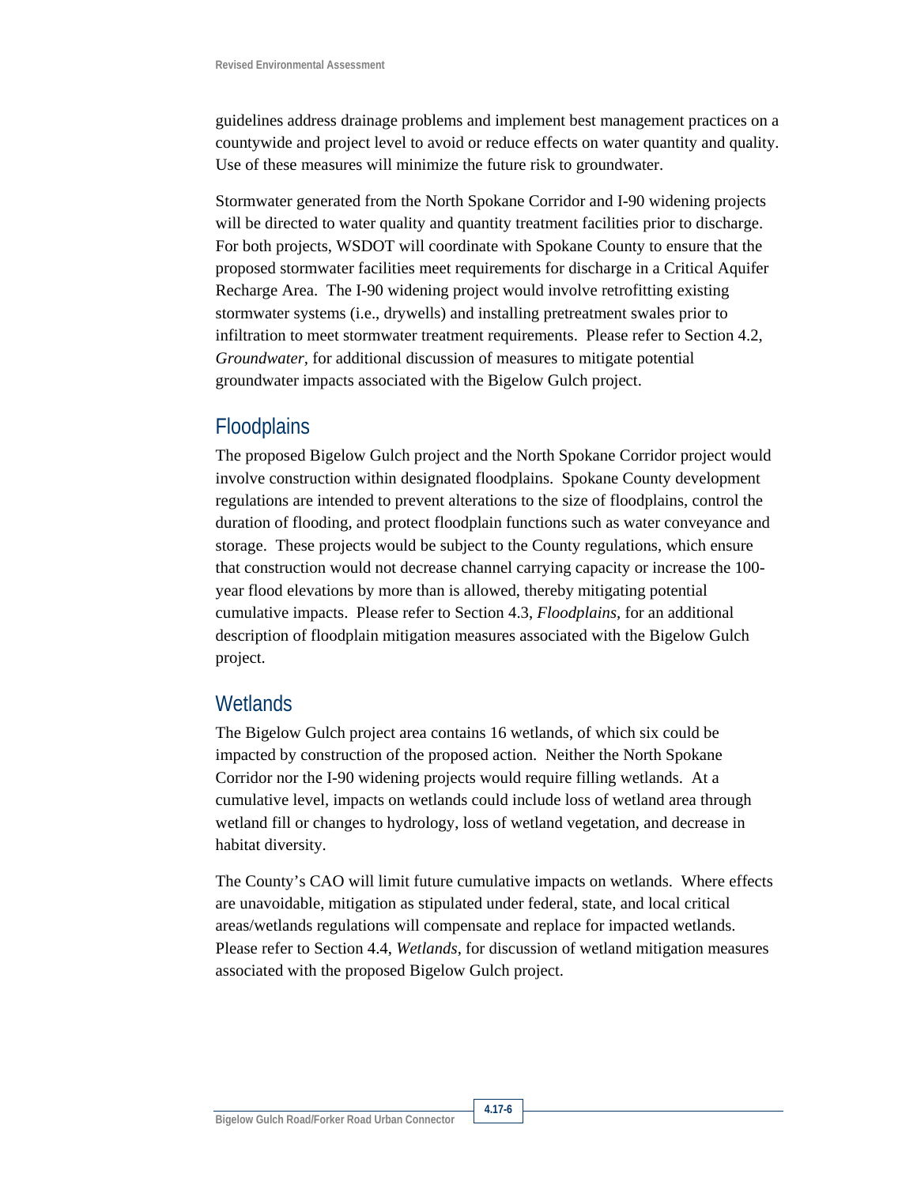guidelines address drainage problems and implement best management practices on a countywide and project level to avoid or reduce effects on water quantity and quality. Use of these measures will minimize the future risk to groundwater.

Stormwater generated from the North Spokane Corridor and I-90 widening projects will be directed to water quality and quantity treatment facilities prior to discharge. For both projects, WSDOT will coordinate with Spokane County to ensure that the proposed stormwater facilities meet requirements for discharge in a Critical Aquifer Recharge Area. The I-90 widening project would involve retrofitting existing stormwater systems (i.e., drywells) and installing pretreatment swales prior to infiltration to meet stormwater treatment requirements. Please refer to Section 4.2, *Groundwater*, for additional discussion of measures to mitigate potential groundwater impacts associated with the Bigelow Gulch project.

## Floodplains

The proposed Bigelow Gulch project and the North Spokane Corridor project would involve construction within designated floodplains. Spokane County development regulations are intended to prevent alterations to the size of floodplains, control the duration of flooding, and protect floodplain functions such as water conveyance and storage. These projects would be subject to the County regulations, which ensure that construction would not decrease channel carrying capacity or increase the 100-year flood elevations by more than is allowed, thereby mitigating potential cumulative impacts. Please refer to Section 4.3, *Floodplains*, for an additional description of floodplain mitigation measures associated with the Bigelow Gulch project.

## Wetlands

The Bigelow Gulch project area contains 16 wetlands, of which six could be impacted by construction of the proposed action. Neither the North Spokane Corridor nor the I-90 widening projects would require filling wetlands. At a cumulative level, impacts on wetlands could include loss of wetland area through wetland fill or changes to hydrology, loss of wetland vegetation, and decrease in habitat diversity.

The County's CAO will limit future cumulative impacts on wetlands. Where effects are unavoidable, mitigation as stipulated under federal, state, and local critical areas/wetlands regulations will compensate and replace for impacted wetlands. Please refer to Section 4.4, *Wetlands*, for discussion of wetland mitigation measures associated with the proposed Bigelow Gulch project.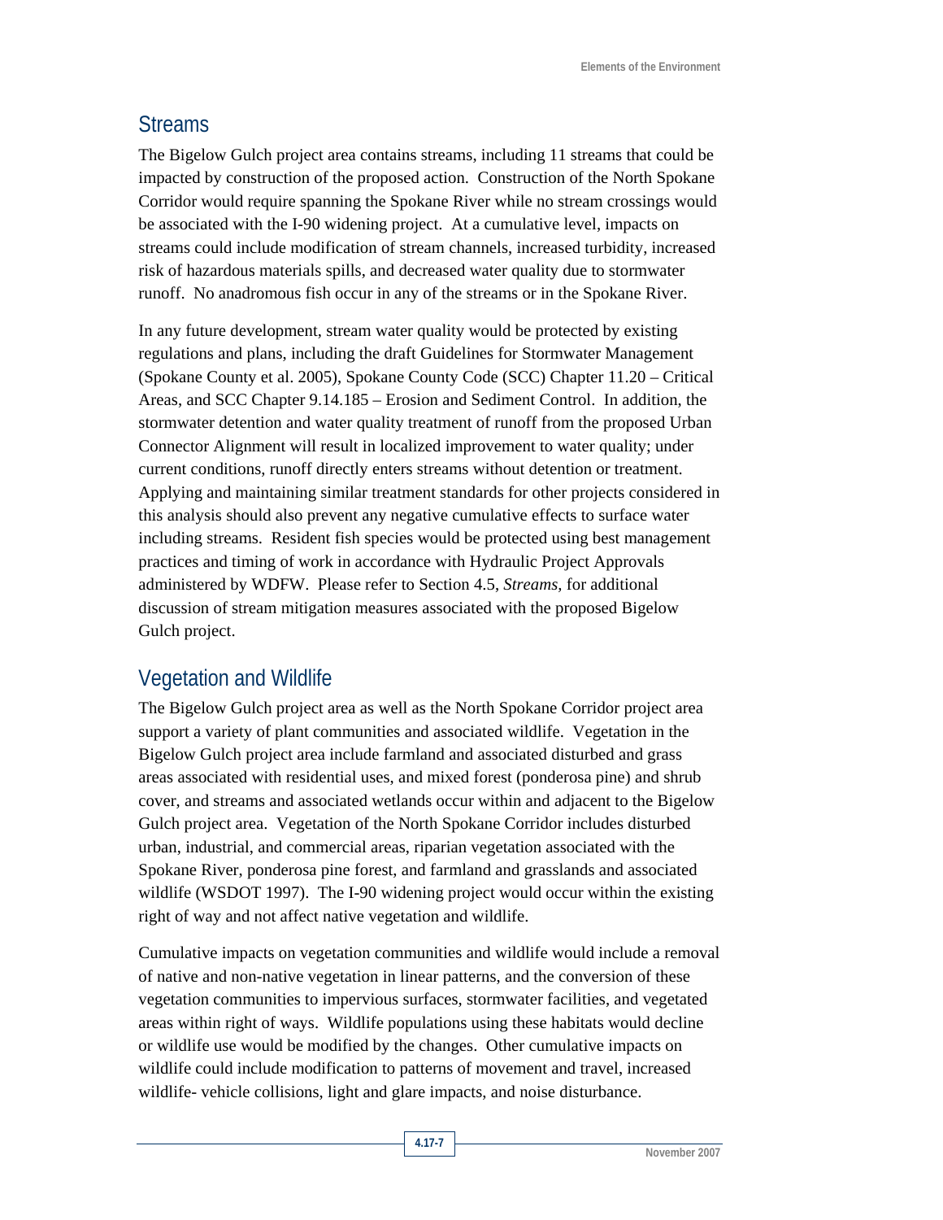## Streams

The Bigelow Gulch project area contains streams, including 11 streams that could be impacted by construction of the proposed action. Construction of the North Spokane Corridor would require spanning the Spokane River while no stream crossings would be associated with the I-90 widening project. At a cumulative level, impacts on streams could include modification of stream channels, increased turbidity, increased risk of hazardous materials spills, and decreased water quality due to stormwater runoff. No anadromous fish occur in any of the streams or in the Spokane River.

In any future development, stream water quality would be protected by existing regulations and plans, including the draft Guidelines for Stormwater Management (Spokane County et al. 2005), Spokane County Code (SCC) Chapter 11.20 – Critical Areas, and SCC Chapter 9.14.185 – Erosion and Sediment Control. In addition, the stormwater detention and water quality treatment of runoff from the proposed Urban Connector Alignment will result in localized improvement to water quality; under current conditions, runoff directly enters streams without detention or treatment. Applying and maintaining similar treatment standards for other projects considered in this analysis should also prevent any negative cumulative effects to surface water including streams. Resident fish species would be protected using best management practices and timing of work in accordance with Hydraulic Project Approvals administered by WDFW. Please refer to Section 4.5, *Streams*, for additional discussion of stream mitigation measures associated with the proposed Bigelow Gulch project.

## Vegetation and Wildlife

The Bigelow Gulch project area as well as the North Spokane Corridor project area support a variety of plant communities and associated wildlife. Vegetation in the Bigelow Gulch project area include farmland and associated disturbed and grass areas associated with residential uses, and mixed forest (ponderosa pine) and shrub cover, and streams and associated wetlands occur within and adjacent to the Bigelow Gulch project area. Vegetation of the North Spokane Corridor includes disturbed urban, industrial, and commercial areas, riparian vegetation associated with the Spokane River, ponderosa pine forest, and farmland and grasslands and associated wildlife (WSDOT 1997). The I-90 widening project would occur within the existing right of way and not affect native vegetation and wildlife.

Cumulative impacts on vegetation communities and wildlife would include a removal of native and non-native vegetation in linear patterns, and the conversion of these vegetation communities to impervious surfaces, stormwater facilities, and vegetated areas within right of ways. Wildlife populations using these habitats would decline or wildlife use would be modified by the changes. Other cumulative impacts on wildlife could include modification to patterns of movement and travel, increased wildlife- vehicle collisions, light and glare impacts, and noise disturbance.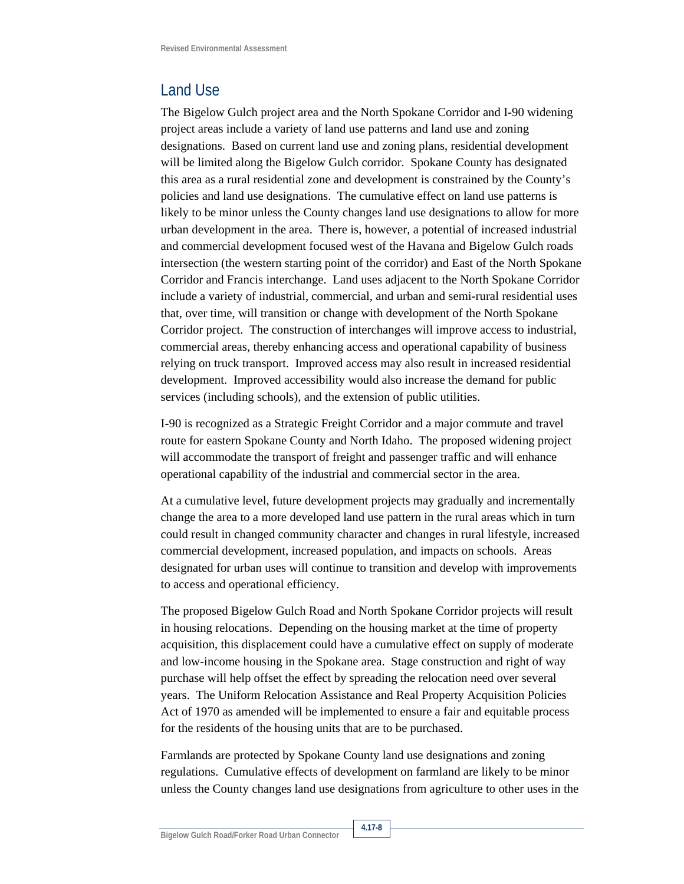## Land Use

The Bigelow Gulch project area and the North Spokane Corridor and I-90 widening project areas include a variety of land use patterns and land use and zoning designations. Based on current land use and zoning plans, residential development will be limited along the Bigelow Gulch corridor. Spokane County has designated this area as a rural residential zone and development is constrained by the County's policies and land use designations. The cumulative effect on land use patterns is likely to be minor unless the County changes land use designations to allow for more urban development in the area. There is, however, a potential of increased industrial and commercial development focused west of the Havana and Bigelow Gulch roads intersection (the western starting point of the corridor) and East of the North Spokane Corridor and Francis interchange. Land uses adjacent to the North Spokane Corridor include a variety of industrial, commercial, and urban and semi-rural residential uses that, over time, will transition or change with development of the North Spokane Corridor project. The construction of interchanges will improve access to industrial, commercial areas, thereby enhancing access and operational capability of business relying on truck transport. Improved access may also result in increased residential development. Improved accessibility would also increase the demand for public services (including schools), and the extension of public utilities.

I-90 is recognized as a Strategic Freight Corridor and a major commute and travel route for eastern Spokane County and North Idaho. The proposed widening project will accommodate the transport of freight and passenger traffic and will enhance operational capability of the industrial and commercial sector in the area.

At a cumulative level, future development projects may gradually and incrementally change the area to a more developed land use pattern in the rural areas which in turn could result in changed community character and changes in rural lifestyle, increased commercial development, increased population, and impacts on schools. Areas designated for urban uses will continue to transition and develop with improvements to access and operational efficiency.

The proposed Bigelow Gulch Road and North Spokane Corridor projects will result in housing relocations. Depending on the housing market at the time of property acquisition, this displacement could have a cumulative effect on supply of moderate and low-income housing in the Spokane area. Stage construction and right of way purchase will help offset the effect by spreading the relocation need over several years. The Uniform Relocation Assistance and Real Property Acquisition Policies Act of 1970 as amended will be implemented to ensure a fair and equitable process for the residents of the housing units that are to be purchased.

Farmlands are protected by Spokane County land use designations and zoning regulations. Cumulative effects of development on farmland are likely to be minor unless the County changes land use designations from agriculture to other uses in the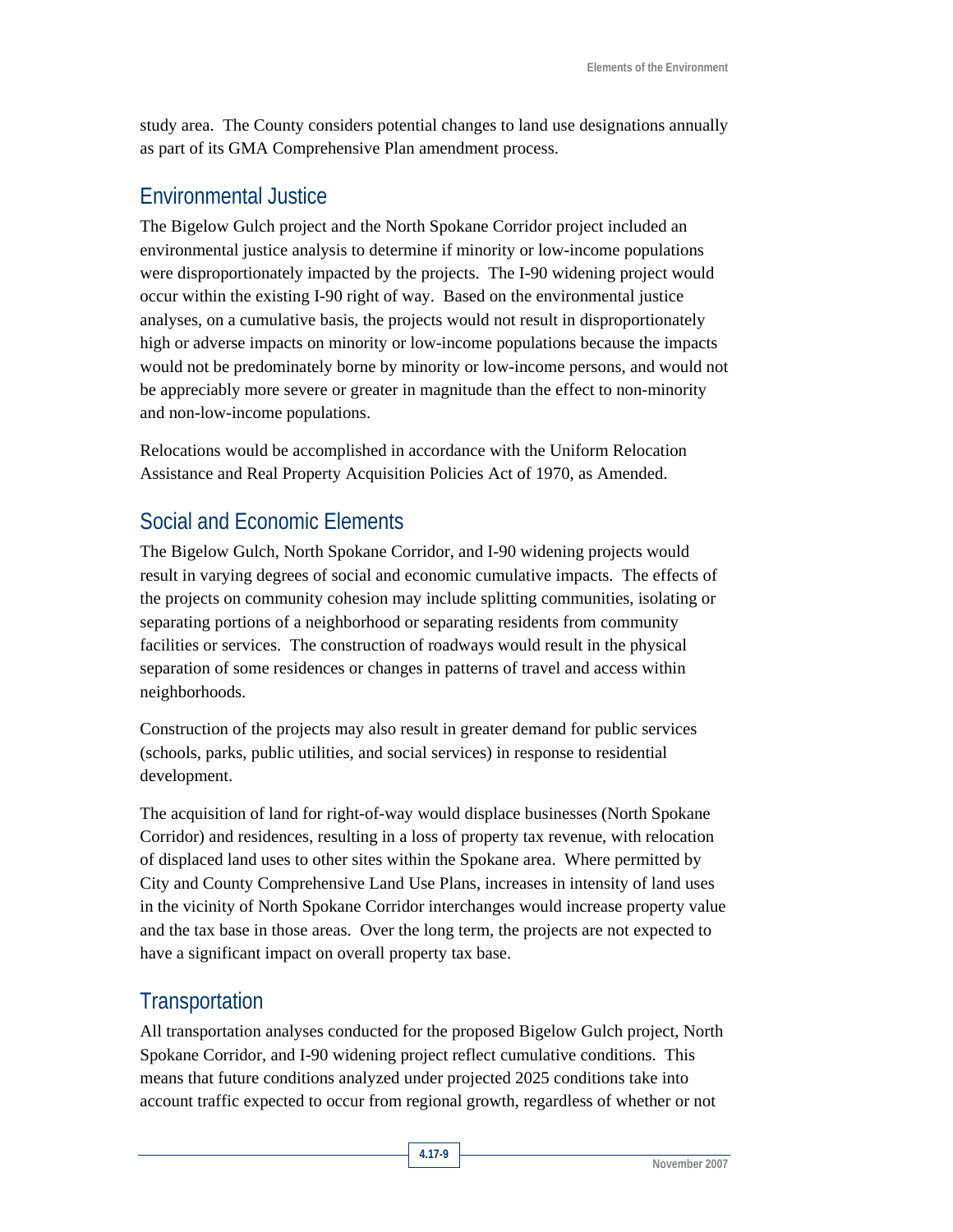study area. The County considers potential changes to land use designations annually as part of its GMA Comprehensive Plan amendment process.

## Environmental Justice

The Bigelow Gulch project and the North Spokane Corridor project included an environmental justice analysis to determine if minority or low-income populations were disproportionately impacted by the projects. The I-90 widening project would occur within the existing I-90 right of way. Based on the environmental justice analyses, on a cumulative basis, the projects would not result in disproportionately high or adverse impacts on minority or low-income populations because the impacts would not be predominately borne by minority or low-income persons, and would not be appreciably more severe or greater in magnitude than the effect to non-minority and non-low-income populations.

Relocations would be accomplished in accordance with the Uniform Relocation Assistance and Real Property Acquisition Policies Act of 1970, as Amended.

## Social and Economic Elements

The Bigelow Gulch, North Spokane Corridor, and I-90 widening projects would result in varying degrees of social and economic cumulative impacts. The effects of the projects on community cohesion may include splitting communities, isolating or separating portions of a neighborhood or separating residents from community facilities or services. The construction of roadways would result in the physical separation of some residences or changes in patterns of travel and access within neighborhoods.

Construction of the projects may also result in greater demand for public services (schools, parks, public utilities, and social services) in response to residential development.

The acquisition of land for right-of-way would displace businesses (North Spokane Corridor) and residences, resulting in a loss of property tax revenue, with relocation of displaced land uses to other sites within the Spokane area. Where permitted by City and County Comprehensive Land Use Plans, increases in intensity of land uses in the vicinity of North Spokane Corridor interchanges would increase property value and the tax base in those areas. Over the long term, the projects are not expected to have a significant impact on overall property tax base.

## Transportation

All transportation analyses conducted for the proposed Bigelow Gulch project, North Spokane Corridor, and I-90 widening project reflect cumulative conditions. This means that future conditions analyzed under projected 2025 conditions take into account traffic expected to occur from regional growth, regardless of whether or not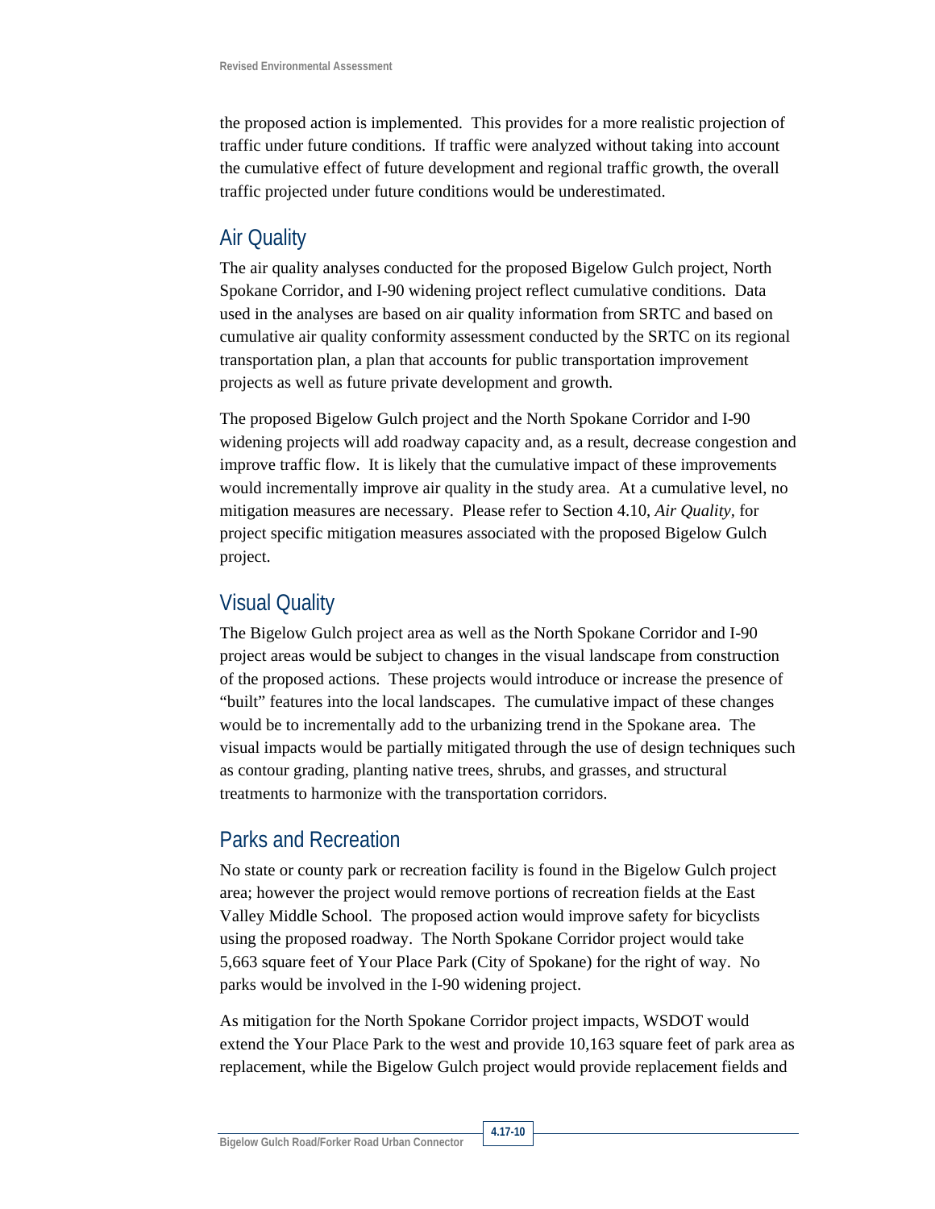the proposed action is implemented. This provides for a more realistic projection of traffic under future conditions. If traffic were analyzed without taking into account the cumulative effect of future development and regional traffic growth, the overall traffic projected under future conditions would be underestimated.

## Air Quality

The air quality analyses conducted for the proposed Bigelow Gulch project, North Spokane Corridor, and I-90 widening project reflect cumulative conditions. Data used in the analyses are based on air quality information from SRTC and based on cumulative air quality conformity assessment conducted by the SRTC on its regional transportation plan, a plan that accounts for public transportation improvement projects as well as future private development and growth.

The proposed Bigelow Gulch project and the North Spokane Corridor and I-90 widening projects will add roadway capacity and, as a result, decrease congestion and improve traffic flow. It is likely that the cumulative impact of these improvements would incrementally improve air quality in the study area. At a cumulative level, no mitigation measures are necessary. Please refer to Section 4.10, *Air Quality*, for project specific mitigation measures associated with the proposed Bigelow Gulch project.

## Visual Quality

The Bigelow Gulch project area as well as the North Spokane Corridor and I-90 project areas would be subject to changes in the visual landscape from construction of the proposed actions. These projects would introduce or increase the presence of "built" features into the local landscapes. The cumulative impact of these changes would be to incrementally add to the urbanizing trend in the Spokane area. The visual impacts would be partially mitigated through the use of design techniques such as contour grading, planting native trees, shrubs, and grasses, and structural treatments to harmonize with the transportation corridors.

## Parks and Recreation

No state or county park or recreation facility is found in the Bigelow Gulch project area; however the project would remove portions of recreation fields at the East Valley Middle School. The proposed action would improve safety for bicyclists using the proposed roadway. The North Spokane Corridor project would take 5,663 square feet of Your Place Park (City of Spokane) for the right of way. No parks would be involved in the I-90 widening project.

As mitigation for the North Spokane Corridor project impacts, WSDOT would extend the Your Place Park to the west and provide 10,163 square feet of park area as replacement, while the Bigelow Gulch project would provide replacement fields and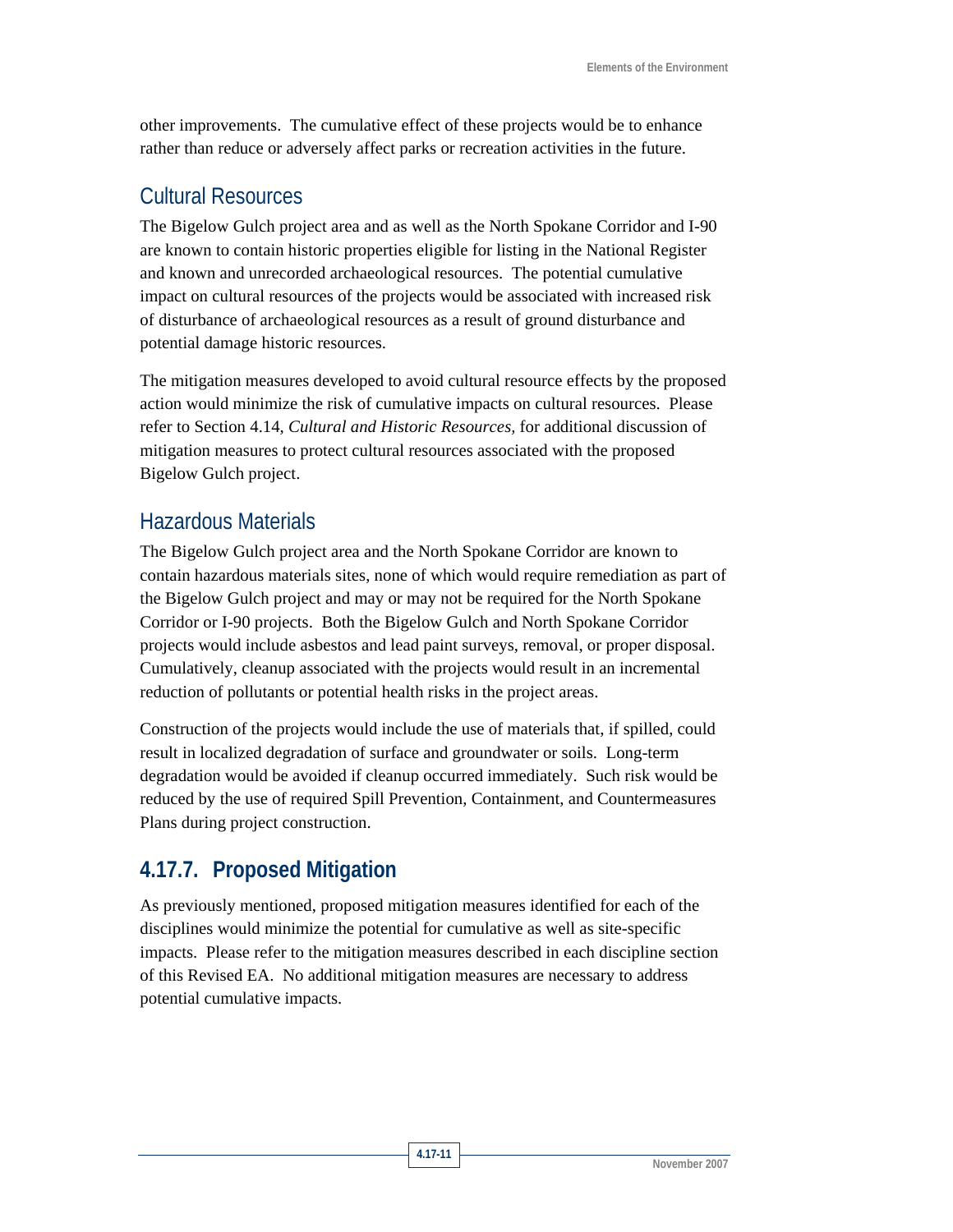other improvements. The cumulative effect of these projects would be to enhance rather than reduce or adversely affect parks or recreation activities in the future.

### Cultural Resources

The Bigelow Gulch project area and as well as the North Spokane Corridor and I-90 are known to contain historic properties eligible for listing in the National Register and known and unrecorded archaeological resources. The potential cumulative impact on cultural resources of the projects would be associated with increased risk of disturbance of archaeological resources as a result of ground disturbance and potential damage historic resources.

The mitigation measures developed to avoid cultural resource effects by the proposed action would minimize the risk of cumulative impacts on cultural resources. Please refer to Section 4.14, *Cultural and Historic Resources,* for additional discussion of mitigation measures to protect cultural resources associated with the proposed Bigelow Gulch project.

### Hazardous Materials

The Bigelow Gulch project area and the North Spokane Corridor are known to contain hazardous materials sites, none of which would require remediation as part of the Bigelow Gulch project and may or may not be required for the North Spokane Corridor or I-90 projects. Both the Bigelow Gulch and North Spokane Corridor projects would include asbestos and lead paint surveys, removal, or proper disposal. Cumulatively, cleanup associated with the projects would result in an incremental reduction of pollutants or potential health risks in the project areas.

Construction of the projects would include the use of materials that, if spilled, could result in localized degradation of surface and groundwater or soils. Long-term degradation would be avoided if cleanup occurred immediately. Such risk would be reduced by the use of required Spill Prevention, Containment, and Countermeasures Plans during project construction.

## 4.17.7. Proposed Mitigation

As previously mentioned, proposed mitigation measures identified for each of the disciplines would minimize the potential for cumulative as well as site-specific impacts. Please refer to the mitigation measures described in each discipline section of this Revised EA. No additional mitigation measures are necessary to address potential cumulative impacts.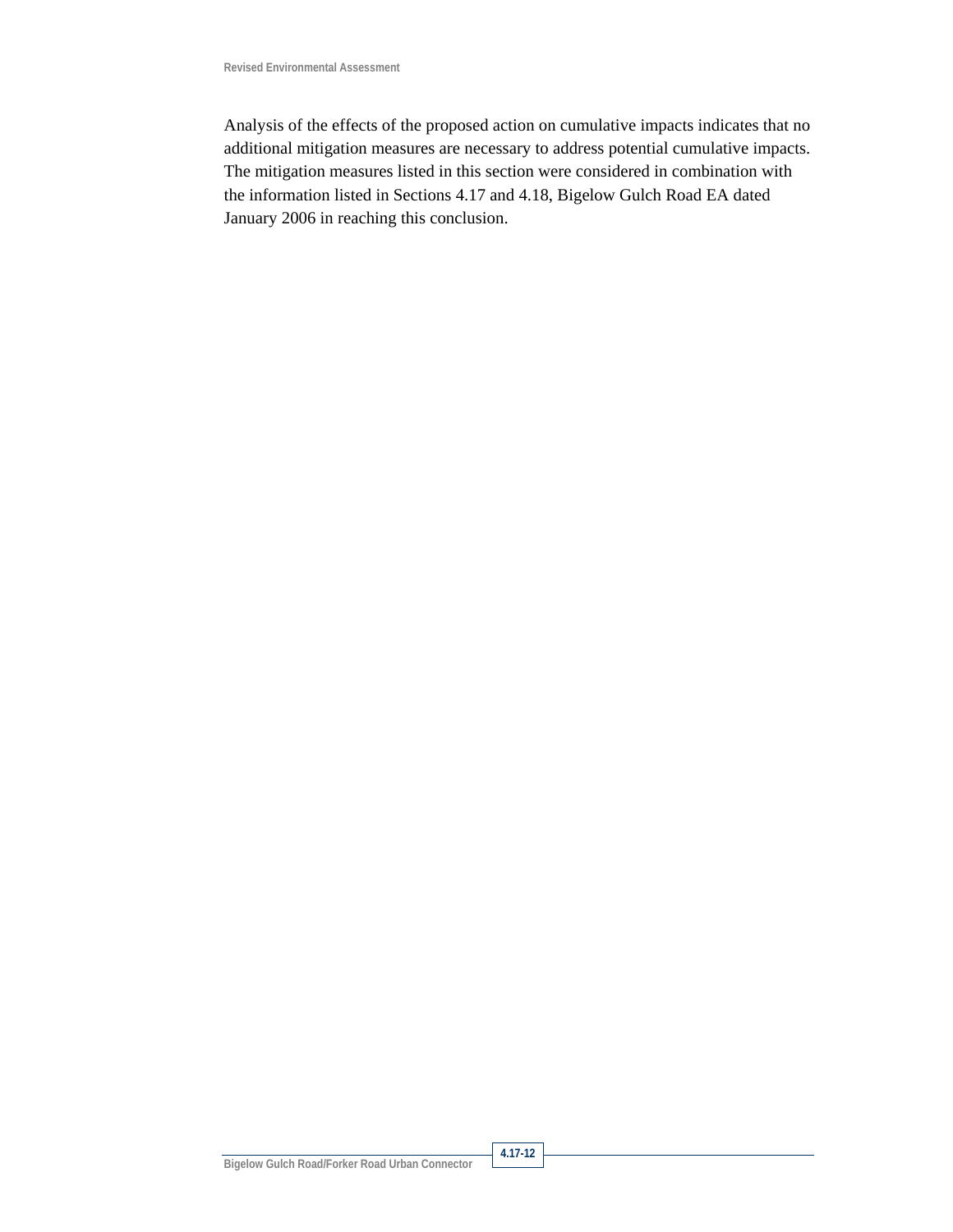Analysis of the effects of the proposed action on cumulative impacts indicates that no additional mitigation measures are necessary to address potential cumulative impacts. The mitigation measures listed in this section were considered in combination with the information listed in Sections 4.17 and 4.18, Bigelow Gulch Road EA dated January 2006 in reaching this conclusion.